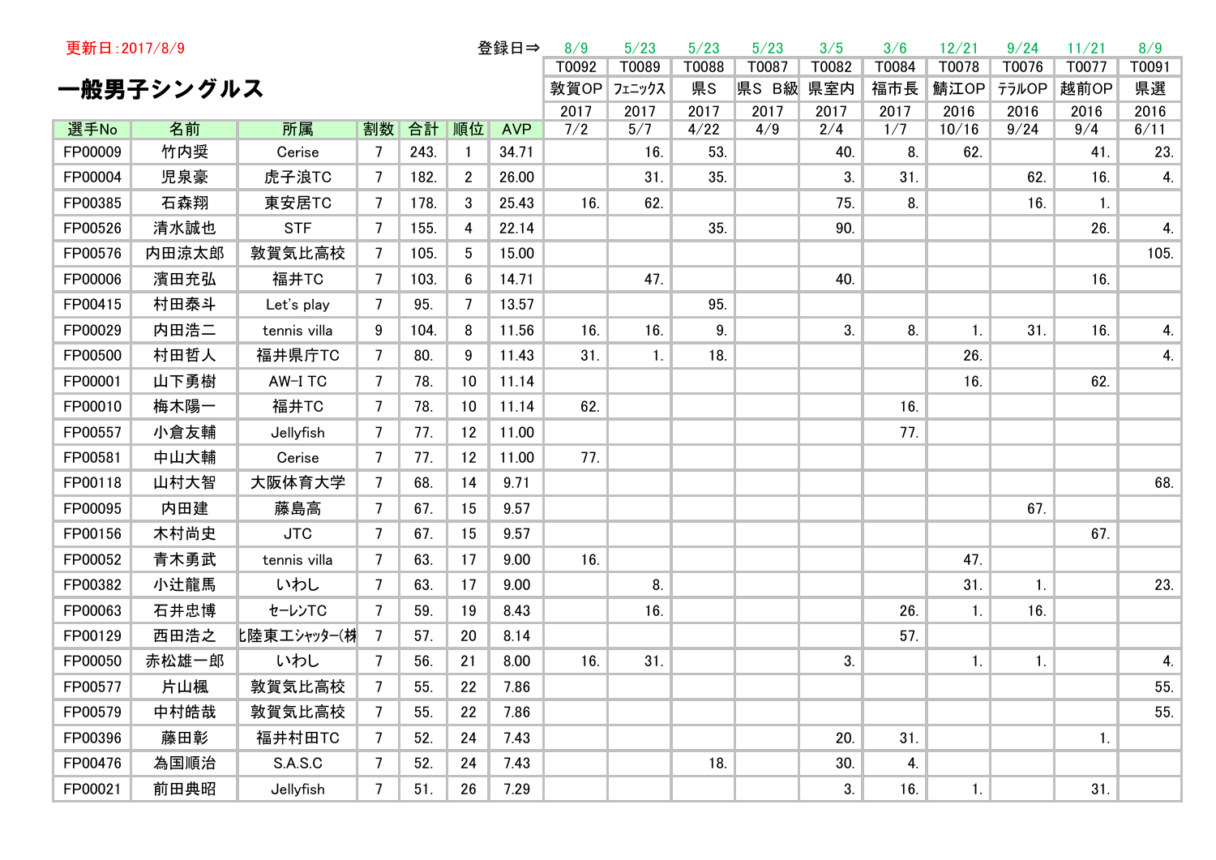更新日:2017/8/9

# 一般男子シングルス

| 選手No | 名前 | 所属 | 割数 | 合計 | 順位 | AVP | T0092 | T0089 | T0088 | T0087 | T0082 | T0084 | T0078 | T0076 | T0077 | T0091 |
|---|---|---|---|---|---|---|---|---|---|---|---|---|---|---|---|---|
| | | | | | | 登録日⇒ | 8/9 | 5/23 | 5/23 | 5/23 | 3/5 | 3/6 | 12/21 | 9/24 | 11/21 | 8/9 |
| | | | | | | | 敦賀OP | ﾌｪﾆｯｸｽ | 県S | 県S B級 | 県室内 | 福市長 | 鯖江OP | ﾃﾗﾙOP | 越前OP | 県選 |
| | | | | | | | 2017 | 2017 | 2017 | 2017 | 2017 | 2017 | 2016 | 2016 | 2016 | 2016 |
| | | | | | | | 7/2 | 5/7 | 4/22 | 4/9 | 2/4 | 1/7 | 10/16 | 9/24 | 9/4 | 6/11 |
| FP00009 | 竹内奨 | Cerise | 7 | 243. | 1 | 34.71 | | 16. | 53. | | 40. | 8. | 62. | | 41. | 23. |
| FP00004 | 児泉豪 | 虎子浪TC | 7 | 182. | 2 | 26.00 | | 31. | 35. | | 3. | 31. | | 62. | 16. | 4. |
| FP00385 | 石森翔 | 東安居TC | 7 | 178. | 3 | 25.43 | 16. | 62. | | | 75. | 8. | | 16. | 1. | |
| FP00526 | 清水誠也 | STF | 7 | 155. | 4 | 22.14 | | | 35. | | 90. | | | | 26. | 4. |
| FP00576 | 内田涼太郎 | 敦賀気比高校 | 7 | 105. | 5 | 15.00 | | | | | | | | | | 105. |
| FP00006 | 濱田充弘 | 福井TC | 7 | 103. | 6 | 14.71 | | 47. | | | 40. | | | | 16. | |
| FP00415 | 村田泰斗 | Let's play | 7 | 95. | 7 | 13.57 | | | 95. | | | | | | | |
| FP00029 | 内田浩二 | tennis villa | 9 | 104. | 8 | 11.56 | 16. | 16. | 9. | | 3. | 8. | 1. | 31. | 16. | 4. |
| FP00500 | 村田哲人 | 福井県庁TC | 7 | 80. | 9 | 11.43 | 31. | 1. | 18. | | | | 26. | | | 4. |
| FP00001 | 山下勇樹 | AW-I TC | 7 | 78. | 10 | 11.14 | | | | | | | 16. | | 62. | |
| FP00010 | 梅木陽一 | 福井TC | 7 | 78. | 10 | 11.14 | 62. | | | | | 16. | | | | |
| FP00557 | 小倉友輔 | Jellyfish | 7 | 77. | 12 | 11.00 | | | | | | 77. | | | | |
| FP00581 | 中山大輔 | Cerise | 7 | 77. | 12 | 11.00 | 77. | | | | | | | | | |
| FP00118 | 山村大智 | 大阪体育大学 | 7 | 68. | 14 | 9.71 | | | | | | | | | | 68. |
| FP00095 | 内田建 | 藤島高 | 7 | 67. | 15 | 9.57 | | | | | | | | 67. | | |
| FP00156 | 木村尚史 | JTC | 7 | 67. | 15 | 9.57 | | | | | | | | | 67. | |
| FP00052 | 青木勇武 | tennis villa | 7 | 63. | 17 | 9.00 | 16. | | | | | | 47. | | | |
| FP00382 | 小辻龍馬 | いわし | 7 | 63. | 17 | 9.00 | | 8. | | | | | 31. | 1. | | 23. |
| FP00063 | 石井忠博 | ｾｰﾚﾝTC | 7 | 59. | 19 | 8.43 | | 16. | | | | 26. | 1. | 16. | | |
| FP00129 | 西田浩之 | 北陸東工ｼｬｯﾀｰ(株 | 7 | 57. | 20 | 8.14 | | | | | | 57. | | | | |
| FP00050 | 赤松雄一郎 | いわし | 7 | 56. | 21 | 8.00 | 16. | 31. | | | 3. | | 1. | 1. | | 4. |
| FP00577 | 片山楓 | 敦賀気比高校 | 7 | 55. | 22 | 7.86 | | | | | | | | | | 55. |
| FP00579 | 中村皓哉 | 敦賀気比高校 | 7 | 55. | 22 | 7.86 | | | | | | | | | | 55. |
| FP00396 | 藤田彰 | 福井村田TC | 7 | 52. | 24 | 7.43 | | | | | 20. | 31. | | | 1. | |
| FP00476 | 為国順治 | S.A.S.C | 7 | 52. | 24 | 7.43 | | | 18. | | 30. | 4. | | | | |
| FP00021 | 前田典昭 | Jellyfish | 7 | 51. | 26 | 7.29 | | | | | 3. | 16. | 1. | | 31. | |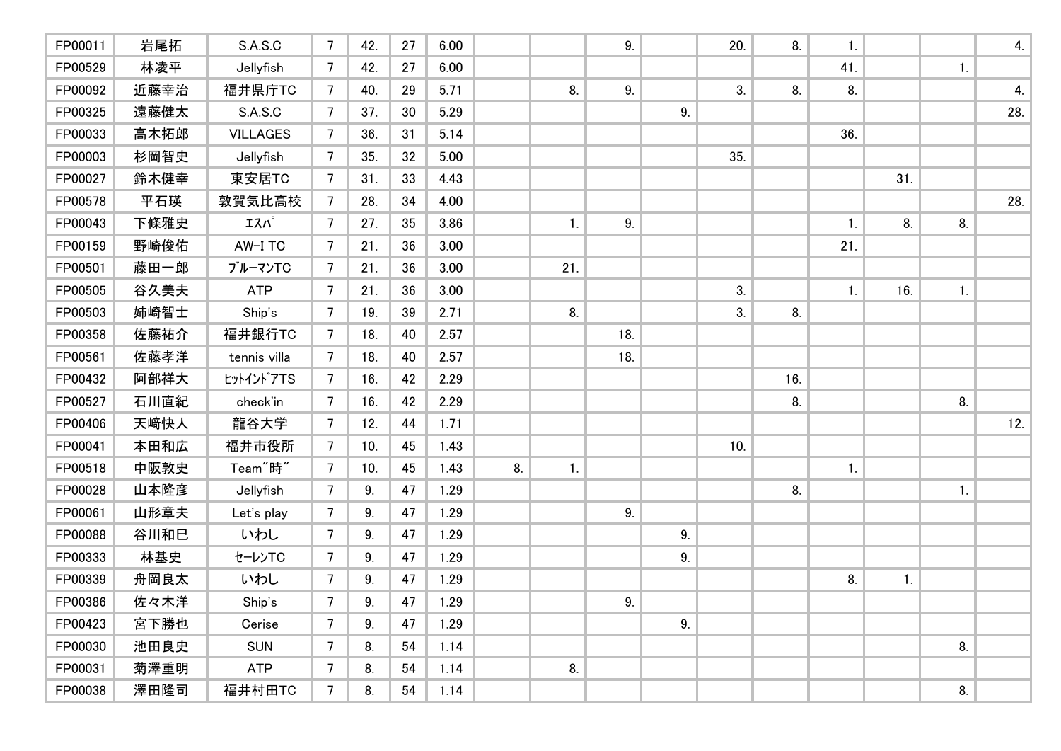| | | | | | | | | | | | | | | | | |
|---|---|---|---|---|---|---|---|---|---|---|---|---|---|---|---|---|
| FP00011 | 岩尾拓 | S.A.S.C | 7 | 42. | 27 | 6.00 | | | 9. | | 20. | 8. | 1. | | | 4. |
| FP00529 | 林凌平 | Jellyfish | 7 | 42. | 27 | 6.00 | | | | | | | 41. | | 1. | |
| FP00092 | 近藤幸治 | 福井県庁TC | 7 | 40. | 29 | 5.71 | | 8. | 9. | | 3. | 8. | 8. | | | 4. |
| FP00325 | 遠藤健太 | S.A.S.C | 7 | 37. | 30 | 5.29 | | | | 9. | | | | | | 28. |
| FP00033 | 高木拓郎 | VILLAGES | 7 | 36. | 31 | 5.14 | | | | | | | 36. | | | |
| FP00003 | 杉岡智史 | Jellyfish | 7 | 35. | 32 | 5.00 | | | | | 35. | | | | | |
| FP00027 | 鈴木健幸 | 東安居TC | 7 | 31. | 33 | 4.43 | | | | | | | | 31. | | |
| FP00578 | 平石瑛 | 敦賀気比高校 | 7 | 28. | 34 | 4.00 | | | | | | | | | | 28. |
| FP00043 | 下條雅史 | ｴｽﾊﾟ | 7 | 27. | 35 | 3.86 | | 1. | 9. | | | | 1. | 8. | 8. | |
| FP00159 | 野崎俊佑 | AW-I TC | 7 | 21. | 36 | 3.00 | | | | | | | 21. | | | |
| FP00501 | 藤田一郎 | ﾌﾞﾙｰﾏﾝTC | 7 | 21. | 36 | 3.00 | | 21. | | | | | | | | |
| FP00505 | 谷久美夫 | ATP | 7 | 21. | 36 | 3.00 | | | | | 3. | | 1. | 16. | 1. | |
| FP00503 | 姉崎智士 | Ship's | 7 | 19. | 39 | 2.71 | | 8. | | | 3. | 8. | | | | |
| FP00358 | 佐藤祐介 | 福井銀行TC | 7 | 18. | 40 | 2.57 | | | 18. | | | | | | | |
| FP00561 | 佐藤孝洋 | tennis villa | 7 | 18. | 40 | 2.57 | | | 18. | | | | | | | |
| FP00432 | 阿部祥大 | ﾋｯﾄｲﾝﾄﾞｱTS | 7 | 16. | 42 | 2.29 | | | | | | 16. | | | | |
| FP00527 | 石川直紀 | check'in | 7 | 16. | 42 | 2.29 | | | | | | 8. | | | 8. | |
| FP00406 | 天﨑快人 | 龍谷大学 | 7 | 12. | 44 | 1.71 | | | | | | | | | | 12. |
| FP00041 | 本田和広 | 福井市役所 | 7 | 10. | 45 | 1.43 | | | | | 10. | | | | | |
| FP00518 | 中阪敦史 | Team"時" | 7 | 10. | 45 | 1.43 | 8. | 1. | | | | | 1. | | | |
| FP00028 | 山本隆彦 | Jellyfish | 7 | 9. | 47 | 1.29 | | | | | | 8. | | | 1. | |
| FP00061 | 山形章夫 | Let's play | 7 | 9. | 47 | 1.29 | | | 9. | | | | | | | |
| FP00088 | 谷川和巳 | いわし | 7 | 9. | 47 | 1.29 | | | | 9. | | | | | | |
| FP00333 | 林基史 | ｾｰﾚﾝTC | 7 | 9. | 47 | 1.29 | | | | 9. | | | | | | |
| FP00339 | 舟岡良太 | いわし | 7 | 9. | 47 | 1.29 | | | | | | | 8. | 1. | | |
| FP00386 | 佐々木洋 | Ship's | 7 | 9. | 47 | 1.29 | | | 9. | | | | | | | |
| FP00423 | 宮下勝也 | Cerise | 7 | 9. | 47 | 1.29 | | | | 9. | | | | | | |
| FP00030 | 池田良史 | SUN | 7 | 8. | 54 | 1.14 | | | | | | | | | 8. | |
| FP00031 | 菊澤重明 | ATP | 7 | 8. | 54 | 1.14 | | 8. | | | | | | | | |
| FP00038 | 澤田隆司 | 福井村田TC | 7 | 8. | 54 | 1.14 | | | | | | | | | 8. | |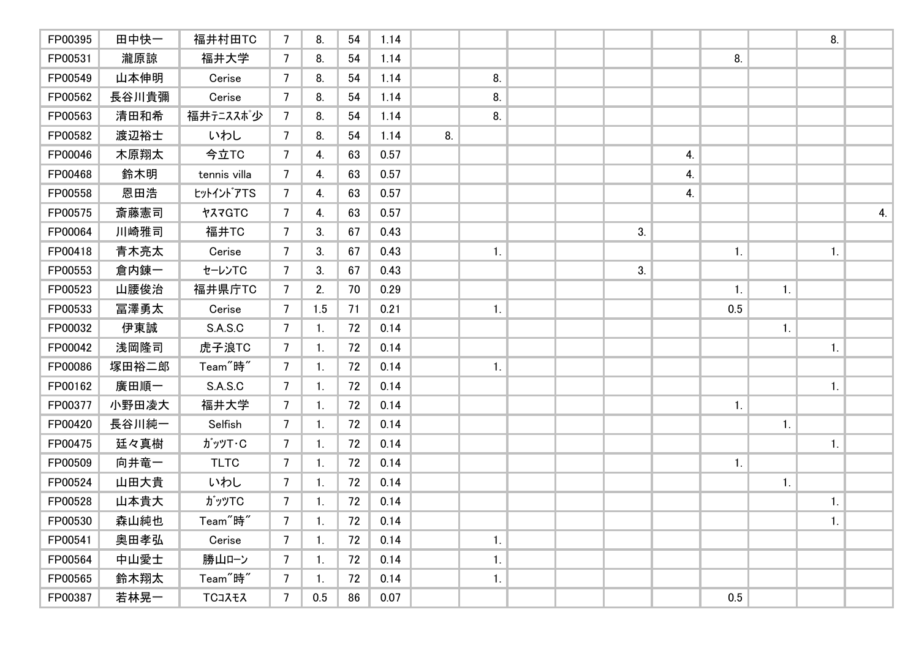| | | | | | | | | | | | | | | | | |
|---|---|---|---|---|---|---|---|---|---|---|---|---|---|---|---|---|
| FP00395 | 田中快一 | 福井村田TC | 7 | 8. | 54 | 1.14 | | | | | | | | | 8. | |
| FP00531 | 瀧原諒 | 福井大学 | 7 | 8. | 54 | 1.14 | | | | | | | 8. | | | |
| FP00549 | 山本伸明 | Cerise | 7 | 8. | 54 | 1.14 | | 8. | | | | | | | | |
| FP00562 | 長谷川貴彌 | Cerise | 7 | 8. | 54 | 1.14 | | 8. | | | | | | | | |
| FP00563 | 清田和希 | 福井ﾃﾆｽｽﾎﾟ少 | 7 | 8. | 54 | 1.14 | | 8. | | | | | | | | |
| FP00582 | 渡辺裕士 | いわし | 7 | 8. | 54 | 1.14 | 8. | | | | | | | | | |
| FP00046 | 木原翔太 | 今立TC | 7 | 4. | 63 | 0.57 | | | | | | 4. | | | | |
| FP00468 | 鈴木明 | tennis villa | 7 | 4. | 63 | 0.57 | | | | | | 4. | | | | |
| FP00558 | 恩田浩 | ﾋｯﾄｲﾝﾄﾞｱTS | 7 | 4. | 63 | 0.57 | | | | | | 4. | | | | |
| FP00575 | 斎藤憲司 | ﾔｽﾏGTC | 7 | 4. | 63 | 0.57 | | | | | | | | | | 4. |
| FP00064 | 川崎雅司 | 福井TC | 7 | 3. | 67 | 0.43 | | | | | 3. | | | | | |
| FP00418 | 青木亮太 | Cerise | 7 | 3. | 67 | 0.43 | | 1. | | | | | 1. | | 1. | |
| FP00553 | 倉内錬一 | ｾｰﾚﾝTC | 7 | 3. | 67 | 0.43 | | | | | 3. | | | | | |
| FP00523 | 山腰俊治 | 福井県庁TC | 7 | 2. | 70 | 0.29 | | | | | | | 1. | 1. | | |
| FP00533 | 冨澤勇太 | Cerise | 7 | 1.5 | 71 | 0.21 | | 1. | | | | | 0.5 | | | |
| FP00032 | 伊東誠 | S.A.S.C | 7 | 1. | 72 | 0.14 | | | | | | | | 1. | | |
| FP00042 | 浅岡隆司 | 虎子浪TC | 7 | 1. | 72 | 0.14 | | | | | | | | | 1. | |
| FP00086 | 塚田裕二郎 | Team″時″ | 7 | 1. | 72 | 0.14 | | 1. | | | | | | | | |
| FP00162 | 廣田順一 | S.A.S.C | 7 | 1. | 72 | 0.14 | | | | | | | | | 1. | |
| FP00377 | 小野田凌大 | 福井大学 | 7 | 1. | 72 | 0.14 | | | | | | | 1. | | | |
| FP00420 | 長谷川純一 | Selfish | 7 | 1. | 72 | 0.14 | | | | | | | | 1. | | |
| FP00475 | 廷々真樹 | ｶﾞｯﾂT･C | 7 | 1. | 72 | 0.14 | | | | | | | | | 1. | |
| FP00509 | 向井竜一 | TLTC | 7 | 1. | 72 | 0.14 | | | | | | | 1. | | | |
| FP00524 | 山田大貴 | いわし | 7 | 1. | 72 | 0.14 | | | | | | | | 1. | | |
| FP00528 | 山本貴大 | ｶﾞｯﾂTC | 7 | 1. | 72 | 0.14 | | | | | | | | | 1. | |
| FP00530 | 森山純也 | Team″時″ | 7 | 1. | 72 | 0.14 | | | | | | | | | 1. | |
| FP00541 | 奥田孝弘 | Cerise | 7 | 1. | 72 | 0.14 | | 1. | | | | | | | | |
| FP00564 | 中山愛士 | 勝山ﾛｰﾝ | 7 | 1. | 72 | 0.14 | | 1. | | | | | | | | |
| FP00565 | 鈴木翔太 | Team″時″ | 7 | 1. | 72 | 0.14 | | 1. | | | | | | | | |
| FP00387 | 若林晃一 | TCｺｽﾓｽ | 7 | 0.5 | 86 | 0.07 | | | | | | | 0.5 | | | |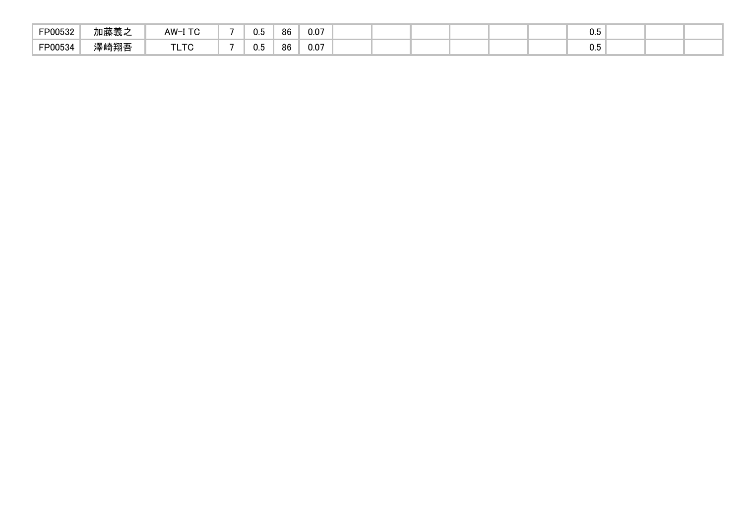| | | | | | | | | | | | | | | | | |
|---|---|---|---|---|---|---|---|---|---|---|---|---|---|---|---|---|
| FP00532 | 加藤義之 | AW-I TC | 7 | 0.5 | 86 | 0.07 | | | | | | | 0.5 | | | |
| FP00534 | 澤崎翔吾 | TLTC | 7 | 0.5 | 86 | 0.07 | | | | | | | 0.5 | | | |